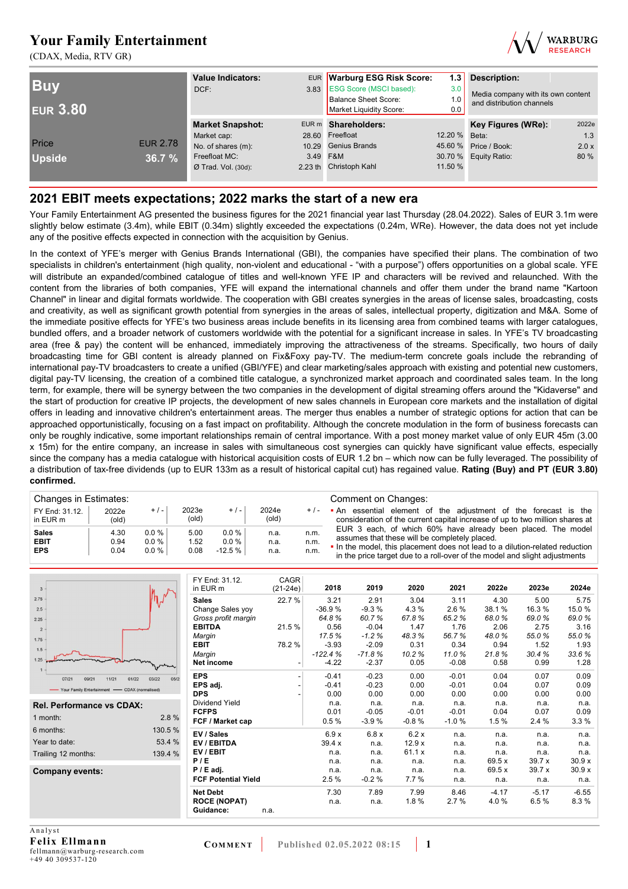# Your Family Entertainment

(CDAX, Media, RTV GR)

**Buy**

**EUR 3.80**

| | |
|---|---|
| Price | EUR 2.78 |
| Upside | 36.7 % |

| Value Indicators: | EUR |
|---|---|
| DCF: | 3.83 |

| Warburg ESG Risk Score: | 1.3 |
|---|---|
| ESG Score (MSCI based): | 3.0 |
| Balance Sheet Score: | 1.0 |
| Market Liquidity Score: | 0.0 |

**Description:**

Media company with its own content and distribution channels

| Market Snapshot: | EUR m |
|---|---|
| Market cap: | 28.60 |
| No. of shares (m): | 10.29 |
| Freefloat MC: | 3.49 |
| Ø Trad. Vol. (30d): | 2.23 th |

| Shareholders: | |
|---|---|
| Freefloat | 12.20 % |
| Genius Brands | 45.60 % |
| F&M | 30.70 % |
| Christoph Kahl | 11.50 % |

| Key Figures (WRe): | 2022e |
|---|---|
| Beta: | 1.3 |
| Price / Book: | 2.0 x |
| Equity Ratio: | 80 % |

## 2021 EBIT meets expectations; 2022 marks the start of a new era

Your Family Entertainment AG presented the business figures for the 2021 financial year last Thursday (28.04.2022). Sales of EUR 3.1m were slightly below estimate (3.4m), while EBIT (0.34m) slightly exceeded the expectations (0.24m, WRe). However, the data does not yet include any of the positive effects expected in connection with the acquisition by Genius.

In the context of YFE's merger with Genius Brands International (GBI), the companies have specified their plans. The combination of two specialists in children's entertainment (high quality, non-violent and educational - "with a purpose") offers opportunities on a global scale. YFE will distribute an expanded/combined catalogue of titles and well-known YFE IP and characters will be revived and relaunched. With the content from the libraries of both companies, YFE will expand the international channels and offer them under the brand name "Kartoon Channel" in linear and digital formats worldwide. The cooperation with GBI creates synergies in the areas of license sales, broadcasting, costs and creativity, as well as significant growth potential from synergies in the areas of sales, intellectual property, digitization and M&A. Some of the immediate positive effects for YFE's two business areas include benefits in its licensing area from combined teams with larger catalogues, bundled offers, and a broader network of customers worldwide with the potential for a significant increase in sales. In YFE's TV broadcasting area (free & pay) the content will be enhanced, immediately improving the attractiveness of the streams. Specifically, two hours of daily broadcasting time for GBI content is already planned on Fix&Foxy pay-TV. The medium-term concrete goals include the rebranding of international pay-TV broadcasters to create a unified (GBI/YFE) and clear marketing/sales approach with existing and potential new customers, digital pay-TV licensing, the creation of a combined title catalogue, a synchronized market approach and coordinated sales team. In the long term, for example, there will be synergy between the two companies in the development of digital streaming offers around the "Kidaverse" and the start of production for creative IP projects, the development of new sales channels in European core markets and the installation of digital offers in leading and innovative children's entertainment areas. The merger thus enables a number of strategic options for action that can be approached opportunistically, focusing on a fast impact on profitability. Although the concrete modulation in the form of business forecasts can only be roughly indicative, some important relationships remain of central importance. With a post money market value of only EUR 45m (3.00 x 15m) for the entire company, an increase in sales with simultaneous cost synergies can quickly have significant value effects, especially since the company has a media catalogue with historical acquisition costs of EUR 1.2 bn – which now can be fully leveraged. The possibility of a distribution of tax-free dividends (up to EUR 133m as a result of historical capital cut) has regained value. **Rating (Buy) and PT (EUR 3.80) confirmed.**

**Changes in Estimates:**

| FY End: 31.12. in EUR m | 2022e (old) | + / - | 2023e (old) | + / - | 2024e (old) | + / - |
|---|---|---|---|---|---|---|
| **Sales** | 4.30 | 0.0 % | 5.00 | 0.0 % | n.a. | n.m. |
| **EBIT** | 0.94 | 0.0 % | 1.52 | 0.0 % | n.a. | n.m. |
| **EPS** | 0.04 | 0.0 % | 0.08 | -12.5 % | n.a. | n.m. |

**Comment on Changes:**

- An essential element of the adjustment of the forecast is the consideration of the current capital increase of up to two million shares at EUR 3 each, of which 60% have already been placed. The model assumes that these will be completely placed.
- In the model, this placement does not lead to a dilution-related reduction in the price target due to a roll-over of the model and slight adjustments

**Rel. Performance vs CDAX:**

| | |
|---|---|
| 1 month: | 2.8 % |
| 6 months: | 130.5 % |
| Year to date: | 53.4 % |
| Trailing 12 months: | 139.4 % |

**Company events:**

| FY End: 31.12. in EUR m | CAGR (21-24e) | 2018 | 2019 | 2020 | 2021 | 2022e | 2023e | 2024e |
|---|---|---|---|---|---|---|---|---|
| **Sales** | 22.7 % | 3.21 | 2.91 | 3.04 | 3.11 | 4.30 | 5.00 | 5.75 |
| Change Sales yoy | | -36.9 % | -9.3 % | 4.3 % | 2.6 % | 38.1 % | 16.3 % | 15.0 % |
| *Gross profit margin* | | 64.8 % | 60.7 % | 67.8 % | 65.2 % | 68.0 % | 69.0 % | 69.0 % |
| **EBITDA** | 21.5 % | 0.56 | -0.04 | 1.47 | 1.76 | 2.06 | 2.75 | 3.16 |
| *Margin* | | 17.5 % | -1.2 % | 48.3 % | 56.7 % | 48.0 % | 55.0 % | 55.0 % |
| **EBIT** | 78.2 % | -3.93 | -2.09 | 0.31 | 0.34 | 0.94 | 1.52 | 1.93 |
| *Margin* | | -122.4 % | -71.8 % | 10.2 % | 11.0 % | 21.8 % | 30.4 % | 33.6 % |
| **Net income** | - | -4.22 | -2.37 | 0.05 | -0.08 | 0.58 | 0.99 | 1.28 |
| **EPS** | - | -0.41 | -0.23 | 0.00 | -0.01 | 0.04 | 0.07 | 0.09 |
| **EPS adj.** | - | -0.41 | -0.23 | 0.00 | -0.01 | 0.04 | 0.07 | 0.09 |
| **DPS** | - | 0.00 | 0.00 | 0.00 | 0.00 | 0.00 | 0.00 | 0.00 |
| Dividend Yield | | n.a. | n.a. | n.a. | n.a. | n.a. | n.a. | n.a. |
| **FCFPS** | | 0.01 | -0.05 | -0.01 | -0.01 | 0.04 | 0.07 | 0.09 |
| **FCF / Market cap** | | 0.5 % | -3.9 % | -0.8 % | -1.0 % | 1.5 % | 2.4 % | 3.3 % |
| **EV / Sales** | | 6.9 x | 6.8 x | 6.2 x | n.a. | n.a. | n.a. | n.a. |
| **EV / EBITDA** | | 39.4 x | n.a. | 12.9 x | n.a. | n.a. | n.a. | n.a. |
| **EV / EBIT** | | n.a. | n.a. | 61.1 x | n.a. | n.a. | n.a. | n.a. |
| **P / E** | | n.a. | n.a. | n.a. | n.a. | 69.5 x | 39.7 x | 30.9 x |
| **P / E adj.** | | n.a. | n.a. | n.a. | n.a. | 69.5 x | 39.7 x | 30.9 x |
| **FCF Potential Yield** | | 2.5 % | -0.2 % | 7.7 % | n.a. | n.a. | n.a. | n.a. |
| **Net Debt** | | 7.30 | 7.89 | 7.99 | 8.46 | -4.17 | -5.17 | -6.55 |
| **ROCE (NOPAT)** | | n.a. | n.a. | 1.8 % | 2.7 % | 4.0 % | 6.5 % | 8.3 % |
| **Guidance:** | n.a. | | | | | | | |

Analyst

**Felix Ellmann**

fellmann@warburg-research.com

+49 40 309537-120

COMMENT | Published 02.05.2022 08:15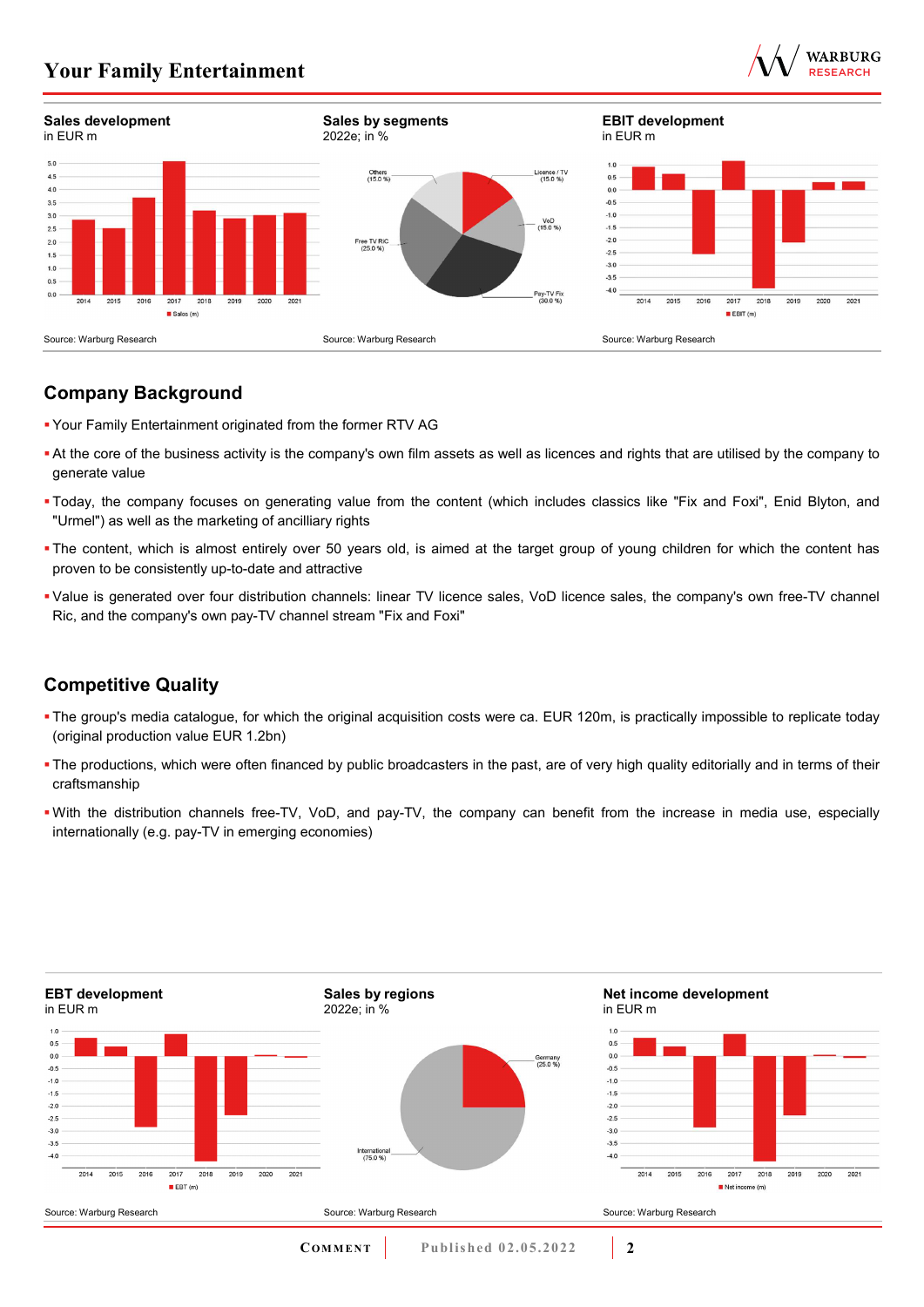**Sales development**
in EUR m

Source: Warburg Research

**Sales by segments**
2022e; in %

Source: Warburg Research

**EBIT development**
in EUR m

Source: Warburg Research

## Company Background

- Your Family Entertainment originated from the former RTV AG
- At the core of the business activity is the company's own film assets as well as licences and rights that are utilised by the company to generate value
- Today, the company focuses on generating value from the content (which includes classics like "Fix and Foxi", Enid Blyton, and "Urmel") as well as the marketing of ancilliary rights
- The content, which is almost entirely over 50 years old, is aimed at the target group of young children for which the content has proven to be consistently up-to-date and attractive
- Value is generated over four distribution channels: linear TV licence sales, VoD licence sales, the company's own free-TV channel Ric, and the company's own pay-TV channel stream "Fix and Foxi"

## Competitive Quality

- The group's media catalogue, for which the original acquisition costs were ca. EUR 120m, is practically impossible to replicate today (original production value EUR 1.2bn)
- The productions, which were often financed by public broadcasters in the past, are of very high quality editorially and in terms of their craftsmanship
- With the distribution channels free-TV, VoD, and pay-TV, the company can benefit from the increase in media use, especially internationally (e.g. pay-TV in emerging economies)

**EBT development**
in EUR m

Source: Warburg Research

**Sales by regions**
2022e; in %

Source: Warburg Research

**Net income development**
in EUR m

Source: Warburg Research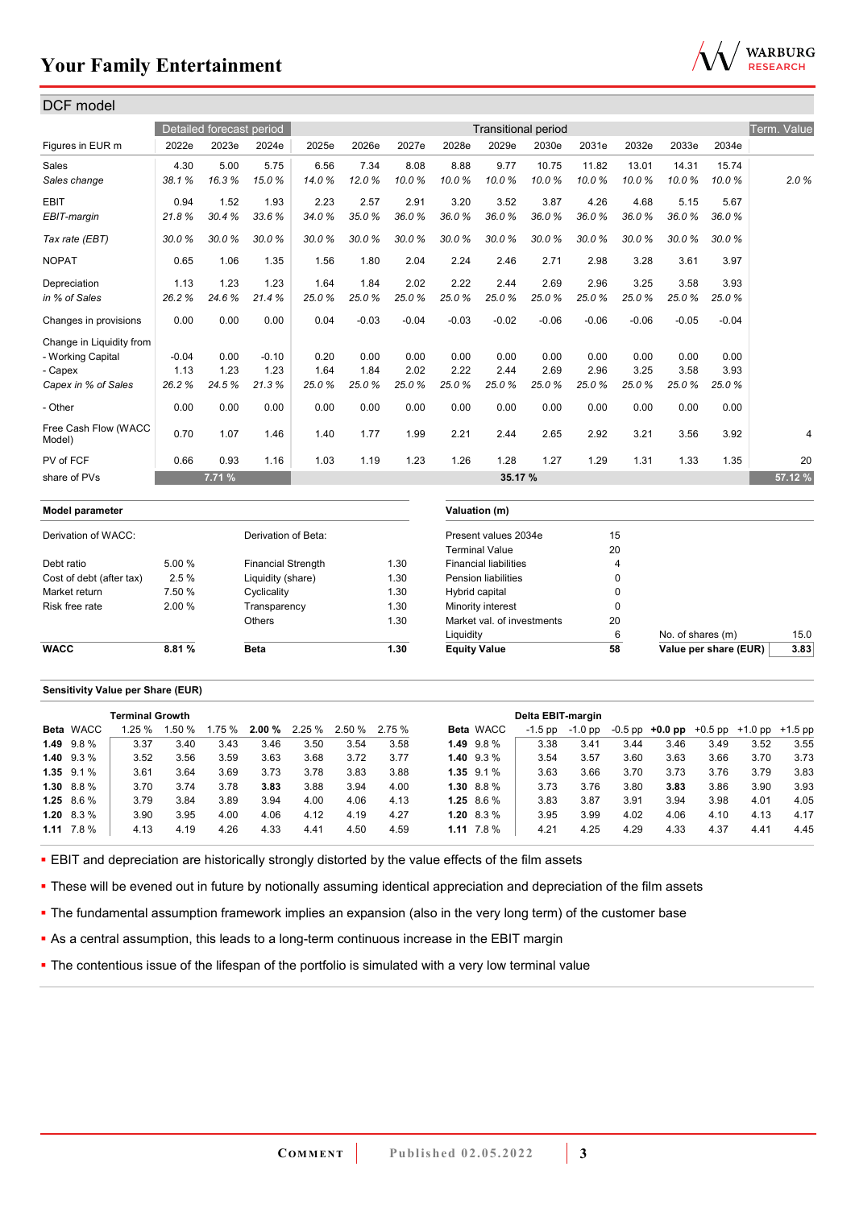## DCF model

| Figures in EUR m | Detailed forecast period | | | Transitional period | | | | | | | | | | Term. Value |
|---|---|---|---|---|---|---|---|---|---|---|---|---|---|---|
| | 2022e | 2023e | 2024e | 2025e | 2026e | 2027e | 2028e | 2029e | 2030e | 2031e | 2032e | 2033e | 2034e | |
| Sales | 4.30 | 5.00 | 5.75 | 6.56 | 7.34 | 8.08 | 8.88 | 9.77 | 10.75 | 11.82 | 13.01 | 14.31 | 15.74 | |
| *Sales change* | *38.1 %* | *16.3 %* | *15.0 %* | *14.0 %* | *12.0 %* | *10.0 %* | *10.0 %* | *10.0 %* | *10.0 %* | *10.0 %* | *10.0 %* | *10.0 %* | *10.0 %* | *2.0 %* |
| EBIT | 0.94 | 1.52 | 1.93 | 2.23 | 2.57 | 2.91 | 3.20 | 3.52 | 3.87 | 4.26 | 4.68 | 5.15 | 5.67 | |
| *EBIT-margin* | *21.8 %* | *30.4 %* | *33.6 %* | *34.0 %* | *35.0 %* | *36.0 %* | *36.0 %* | *36.0 %* | *36.0 %* | *36.0 %* | *36.0 %* | *36.0 %* | *36.0 %* | |
| *Tax rate (EBT)* | *30.0 %* | *30.0 %* | *30.0 %* | *30.0 %* | *30.0 %* | *30.0 %* | *30.0 %* | *30.0 %* | *30.0 %* | *30.0 %* | *30.0 %* | *30.0 %* | *30.0 %* | |
| NOPAT | 0.65 | 1.06 | 1.35 | 1.56 | 1.80 | 2.04 | 2.24 | 2.46 | 2.71 | 2.98 | 3.28 | 3.61 | 3.97 | |
| Depreciation | 1.13 | 1.23 | 1.23 | 1.64 | 1.84 | 2.02 | 2.22 | 2.44 | 2.69 | 2.96 | 3.25 | 3.58 | 3.93 | |
| *in % of Sales* | *26.2 %* | *24.6 %* | *21.4 %* | *25.0 %* | *25.0 %* | *25.0 %* | *25.0 %* | *25.0 %* | *25.0 %* | *25.0 %* | *25.0 %* | *25.0 %* | *25.0 %* | |
| Changes in provisions | 0.00 | 0.00 | 0.00 | 0.04 | -0.03 | -0.04 | -0.03 | -0.02 | -0.06 | -0.06 | -0.06 | -0.05 | -0.04 | |
| Change in Liquidity from | | | | | | | | | | | | | | |
| - Working Capital | -0.04 | 0.00 | -0.10 | 0.20 | 0.00 | 0.00 | 0.00 | 0.00 | 0.00 | 0.00 | 0.00 | 0.00 | 0.00 | |
| - Capex | 1.13 | 1.23 | 1.23 | 1.64 | 1.84 | 2.02 | 2.22 | 2.44 | 2.69 | 2.96 | 3.25 | 3.58 | 3.93 | |
| *Capex in % of Sales* | *26.2 %* | *24.5 %* | *21.3 %* | *25.0 %* | *25.0 %* | *25.0 %* | *25.0 %* | *25.0 %* | *25.0 %* | *25.0 %* | *25.0 %* | *25.0 %* | *25.0 %* | |
| - Other | 0.00 | 0.00 | 0.00 | 0.00 | 0.00 | 0.00 | 0.00 | 0.00 | 0.00 | 0.00 | 0.00 | 0.00 | 0.00 | |
| Free Cash Flow (WACC Model) | 0.70 | 1.07 | 1.46 | 1.40 | 1.77 | 1.99 | 2.21 | 2.44 | 2.65 | 2.92 | 3.21 | 3.56 | 3.92 | 4 |
| PV of FCF | 0.66 | 0.93 | 1.16 | 1.03 | 1.19 | 1.23 | 1.26 | 1.28 | 1.27 | 1.29 | 1.31 | 1.33 | 1.35 | 20 |
| share of PVs | | 7.71 % | | | | | | 35.17 % | | | | | | 57.12 % |

| Model parameter | | | |
|---|---|---|---|
| Derivation of WACC: | | Derivation of Beta: | |
| Debt ratio | 5.00 % | Financial Strength | 1.30 |
| Cost of debt (after tax) | 2.5 % | Liquidity (share) | 1.30 |
| Market return | 7.50 % | Cyclicality | 1.30 |
| Risk free rate | 2.00 % | Transparency | 1.30 |
| | | Others | 1.30 |
| **WACC** | **8.81 %** | **Beta** | **1.30** |

| Valuation (m) | | | |
|---|---|---|---|
| Present values 2034e | 15 | | |
| Terminal Value | 20 | | |
| Financial liabilities | 4 | | |
| Pension liabilities | 0 | | |
| Hybrid capital | 0 | | |
| Minority interest | 0 | | |
| Market val. of investments | 20 | | |
| Liquidity | 6 | No. of shares (m) | 15.0 |
| **Equity Value** | **58** | **Value per share (EUR)** | **3.83** |

### Sensitivity Value per Share (EUR)

| | | Terminal Growth | | | | | | |
|---|---|---|---|---|---|---|---|---|
| **Beta** | WACC | 1.25 % | 1.50 % | 1.75 % | **2.00 %** | 2.25 % | 2.50 % | 2.75 % |
| **1.49** | 9.8 % | 3.37 | 3.40 | 3.43 | 3.46 | 3.50 | 3.54 | 3.58 |
| **1.40** | 9.3 % | 3.52 | 3.56 | 3.59 | 3.63 | 3.68 | 3.72 | 3.77 |
| **1.35** | 9.1 % | 3.61 | 3.64 | 3.69 | 3.73 | 3.78 | 3.83 | 3.88 |
| **1.30** | 8.8 % | 3.70 | 3.74 | 3.78 | **3.83** | 3.88 | 3.94 | 4.00 |
| **1.25** | 8.6 % | 3.79 | 3.84 | 3.89 | 3.94 | 4.00 | 4.06 | 4.13 |
| **1.20** | 8.3 % | 3.90 | 3.95 | 4.00 | 4.06 | 4.12 | 4.19 | 4.27 |
| **1.11** | 7.8 % | 4.13 | 4.19 | 4.26 | 4.33 | 4.41 | 4.50 | 4.59 |

| | | Delta EBIT-margin | | | | | | |
|---|---|---|---|---|---|---|---|---|
| **Beta** | WACC | -1.5 pp | -1.0 pp | -0.5 pp | **+0.0 pp** | +0.5 pp | +1.0 pp | +1.5 pp |
| **1.49** | 9.8 % | 3.38 | 3.41 | 3.44 | 3.46 | 3.49 | 3.52 | 3.55 |
| **1.40** | 9.3 % | 3.54 | 3.57 | 3.60 | 3.63 | 3.66 | 3.70 | 3.73 |
| **1.35** | 9.1 % | 3.63 | 3.66 | 3.70 | 3.73 | 3.76 | 3.79 | 3.83 |
| **1.30** | 8.8 % | 3.73 | 3.76 | 3.80 | **3.83** | 3.86 | 3.90 | 3.93 |
| **1.25** | 8.6 % | 3.83 | 3.87 | 3.91 | 3.94 | 3.98 | 4.01 | 4.05 |
| **1.20** | 8.3 % | 3.95 | 3.99 | 4.02 | 4.06 | 4.10 | 4.13 | 4.17 |
| **1.11** | 7.8 % | 4.21 | 4.25 | 4.29 | 4.33 | 4.37 | 4.41 | 4.45 |

- EBIT and depreciation are historically strongly distorted by the value effects of the film assets
- These will be evened out in future by notionally assuming identical appreciation and depreciation of the film assets
- The fundamental assumption framework implies an expansion (also in the very long term) of the customer base
- As a central assumption, this leads to a long-term continuous increase in the EBIT margin
- The contentious issue of the lifespan of the portfolio is simulated with a very low terminal value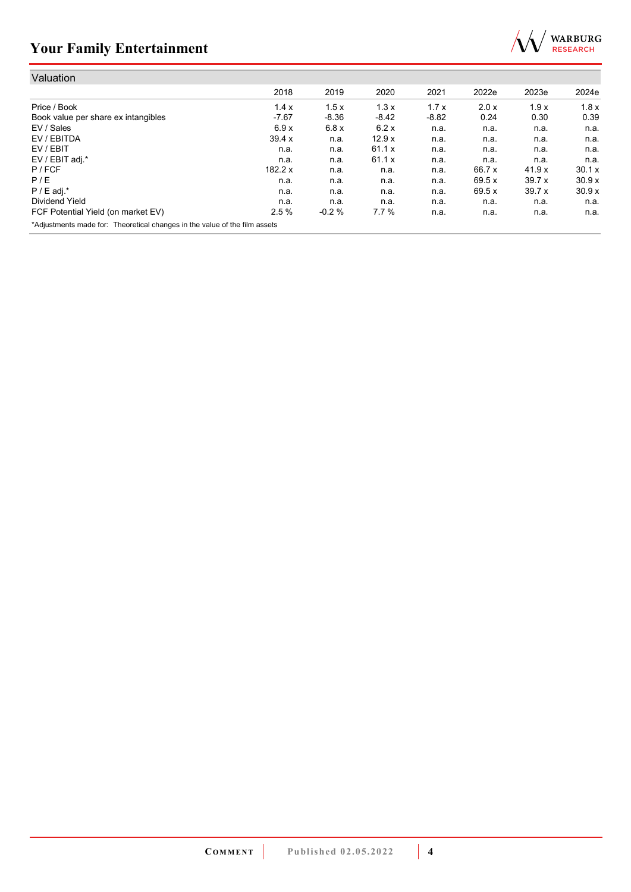## Valuation

| | 2018 | 2019 | 2020 | 2021 | 2022e | 2023e | 2024e |
|---|---|---|---|---|---|---|---|
| Price / Book | 1.4 x | 1.5 x | 1.3 x | 1.7 x | 2.0 x | 1.9 x | 1.8 x |
| Book value per share ex intangibles | -7.67 | -8.36 | -8.42 | -8.82 | 0.24 | 0.30 | 0.39 |
| EV / Sales | 6.9 x | 6.8 x | 6.2 x | n.a. | n.a. | n.a. | n.a. |
| EV / EBITDA | 39.4 x | n.a. | 12.9 x | n.a. | n.a. | n.a. | n.a. |
| EV / EBIT | n.a. | n.a. | 61.1 x | n.a. | n.a. | n.a. | n.a. |
| EV / EBIT adj.* | n.a. | n.a. | 61.1 x | n.a. | n.a. | n.a. | n.a. |
| P / FCF | 182.2 x | n.a. | n.a. | n.a. | 66.7 x | 41.9 x | 30.1 x |
| P / E | n.a. | n.a. | n.a. | n.a. | 69.5 x | 39.7 x | 30.9 x |
| P / E adj.* | n.a. | n.a. | n.a. | n.a. | 69.5 x | 39.7 x | 30.9 x |
| Dividend Yield | n.a. | n.a. | n.a. | n.a. | n.a. | n.a. | n.a. |
| FCF Potential Yield (on market EV) | 2.5 % | -0.2 % | 7.7 % | n.a. | n.a. | n.a. | n.a. |

*Adjustments made for: Theoretical changes in the value of the film assets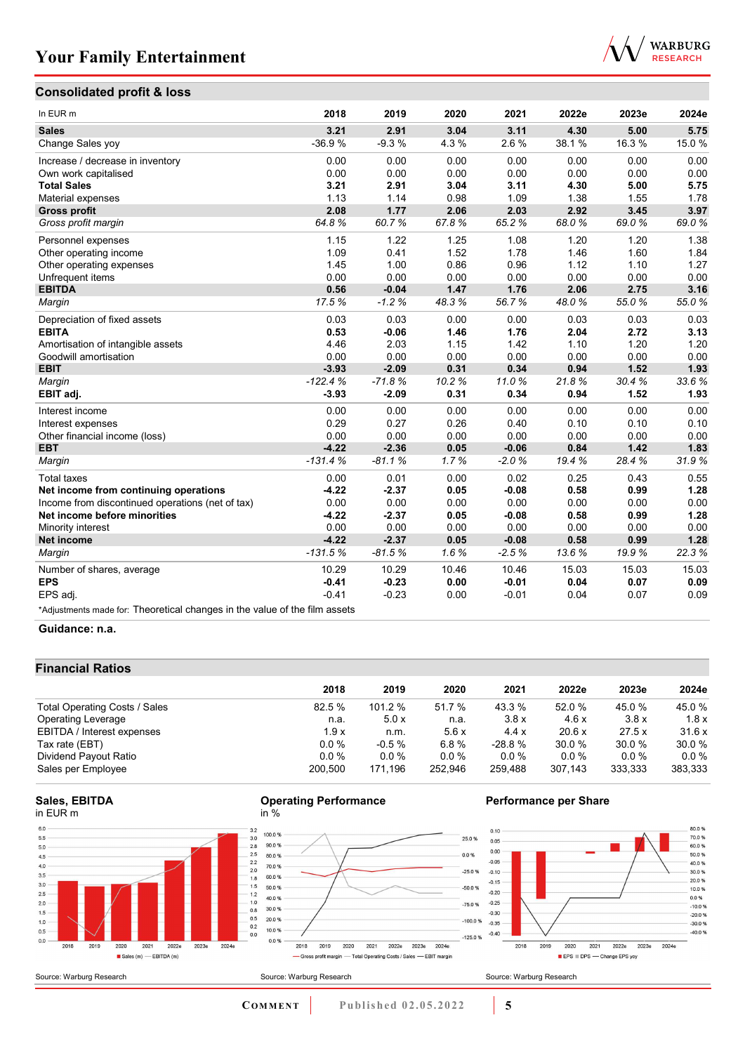## Consolidated profit & loss

| In EUR m | 2018 | 2019 | 2020 | 2021 | 2022e | 2023e | 2024e |
|---|---|---|---|---|---|---|---|
| **Sales** | **3.21** | **2.91** | **3.04** | **3.11** | **4.30** | **5.00** | **5.75** |
| Change Sales yoy | -36.9 % | -9.3 % | 4.3 % | 2.6 % | 38.1 % | 16.3 % | 15.0 % |
| Increase / decrease in inventory | 0.00 | 0.00 | 0.00 | 0.00 | 0.00 | 0.00 | 0.00 |
| Own work capitalised | 0.00 | 0.00 | 0.00 | 0.00 | 0.00 | 0.00 | 0.00 |
| **Total Sales** | **3.21** | **2.91** | **3.04** | **3.11** | **4.30** | **5.00** | **5.75** |
| Material expenses | 1.13 | 1.14 | 0.98 | 1.09 | 1.38 | 1.55 | 1.78 |
| **Gross profit** | **2.08** | **1.77** | **2.06** | **2.03** | **2.92** | **3.45** | **3.97** |
| *Gross profit margin* | *64.8 %* | *60.7 %* | *67.8 %* | *65.2 %* | *68.0 %* | *69.0 %* | *69.0 %* |
| Personnel expenses | 1.15 | 1.22 | 1.25 | 1.08 | 1.20 | 1.20 | 1.38 |
| Other operating income | 1.09 | 0.41 | 1.52 | 1.78 | 1.46 | 1.60 | 1.84 |
| Other operating expenses | 1.45 | 1.00 | 0.86 | 0.96 | 1.12 | 1.10 | 1.27 |
| Unfrequent items | 0.00 | 0.00 | 0.00 | 0.00 | 0.00 | 0.00 | 0.00 |
| **EBITDA** | **0.56** | **-0.04** | **1.47** | **1.76** | **2.06** | **2.75** | **3.16** |
| *Margin* | *17.5 %* | *-1.2 %* | *48.3 %* | *56.7 %* | *48.0 %* | *55.0 %* | *55.0 %* |
| Depreciation of fixed assets | 0.03 | 0.03 | 0.00 | 0.00 | 0.03 | 0.03 | 0.03 |
| **EBITA** | **0.53** | **-0.06** | **1.46** | **1.76** | **2.04** | **2.72** | **3.13** |
| Amortisation of intangible assets | 4.46 | 2.03 | 1.15 | 1.42 | 1.10 | 1.20 | 1.20 |
| Goodwill amortisation | 0.00 | 0.00 | 0.00 | 0.00 | 0.00 | 0.00 | 0.00 |
| **EBIT** | **-3.93** | **-2.09** | **0.31** | **0.34** | **0.94** | **1.52** | **1.93** |
| *Margin* | *-122.4 %* | *-71.8 %* | *10.2 %* | *11.0 %* | *21.8 %* | *30.4 %* | *33.6 %* |
| **EBIT adj.** | **-3.93** | **-2.09** | **0.31** | **0.34** | **0.94** | **1.52** | **1.93** |
| Interest income | 0.00 | 0.00 | 0.00 | 0.00 | 0.00 | 0.00 | 0.00 |
| Interest expenses | 0.29 | 0.27 | 0.26 | 0.40 | 0.10 | 0.10 | 0.10 |
| Other financial income (loss) | 0.00 | 0.00 | 0.00 | 0.00 | 0.00 | 0.00 | 0.00 |
| **EBT** | **-4.22** | **-2.36** | **0.05** | **-0.06** | **0.84** | **1.42** | **1.83** |
| *Margin* | *-131.4 %* | *-81.1 %* | *1.7 %* | *-2.0 %* | *19.4 %* | *28.4 %* | *31.9 %* |
| Total taxes | 0.00 | 0.01 | 0.00 | 0.02 | 0.25 | 0.43 | 0.55 |
| **Net income from continuing operations** | **-4.22** | **-2.37** | **0.05** | **-0.08** | **0.58** | **0.99** | **1.28** |
| Income from discontinued operations (net of tax) | 0.00 | 0.00 | 0.00 | 0.00 | 0.00 | 0.00 | 0.00 |
| **Net income before minorities** | **-4.22** | **-2.37** | **0.05** | **-0.08** | **0.58** | **0.99** | **1.28** |
| Minority interest | 0.00 | 0.00 | 0.00 | 0.00 | 0.00 | 0.00 | 0.00 |
| **Net income** | **-4.22** | **-2.37** | **0.05** | **-0.08** | **0.58** | **0.99** | **1.28** |
| *Margin* | *-131.5 %* | *-81.5 %* | *1.6 %* | *-2.5 %* | *13.6 %* | *19.9 %* | *22.3 %* |
| Number of shares, average | 10.29 | 10.29 | 10.46 | 10.46 | 15.03 | 15.03 | 15.03 |
| **EPS** | **-0.41** | **-0.23** | **0.00** | **-0.01** | **0.04** | **0.07** | **0.09** |
| EPS adj. | -0.41 | -0.23 | 0.00 | -0.01 | 0.04 | 0.07 | 0.09 |

*Adjustments made for: Theoretical changes in the value of the film assets

**Guidance: n.a.**

## Financial Ratios

| | 2018 | 2019 | 2020 | 2021 | 2022e | 2023e | 2024e |
|---|---|---|---|---|---|---|---|
| Total Operating Costs / Sales | 82.5 % | 101.2 % | 51.7 % | 43.3 % | 52.0 % | 45.0 % | 45.0 % |
| Operating Leverage | n.a. | 5.0 x | n.a. | 3.8 x | 4.6 x | 3.8 x | 1.8 x |
| EBITDA / Interest expenses | 1.9 x | n.m. | 5.6 x | 4.4 x | 20.6 x | 27.5 x | 31.6 x |
| Tax rate (EBT) | 0.0 % | -0.5 % | 6.8 % | -28.8 % | 30.0 % | 30.0 % | 30.0 % |
| Dividend Payout Ratio | 0.0 % | 0.0 % | 0.0 % | 0.0 % | 0.0 % | 0.0 % | 0.0 % |
| Sales per Employee | 200,500 | 171,196 | 252,946 | 259,488 | 307,143 | 333,333 | 383,333 |

**Sales, EBITDA**
in EUR m

Source: Warburg Research

**Operating Performance**
in %

Source: Warburg Research

**Performance per Share**

Source: Warburg Research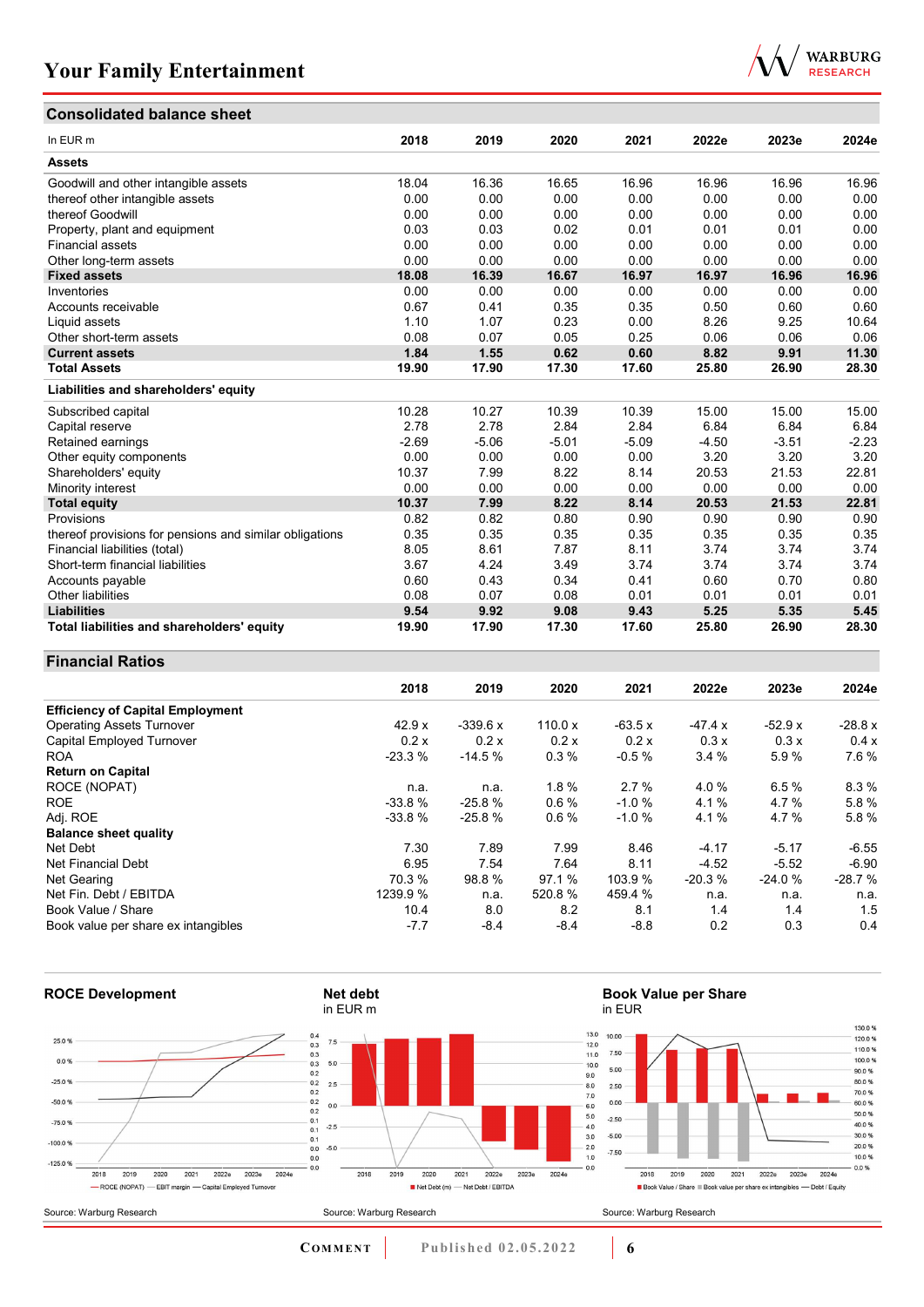## Consolidated balance sheet

| In EUR m | 2018 | 2019 | 2020 | 2021 | 2022e | 2023e | 2024e |
|---|---|---|---|---|---|---|---|
| **Assets** | | | | | | | |
| Goodwill and other intangible assets | 18.04 | 16.36 | 16.65 | 16.96 | 16.96 | 16.96 | 16.96 |
| thereof other intangible assets | 0.00 | 0.00 | 0.00 | 0.00 | 0.00 | 0.00 | 0.00 |
| thereof Goodwill | 0.00 | 0.00 | 0.00 | 0.00 | 0.00 | 0.00 | 0.00 |
| Property, plant and equipment | 0.03 | 0.03 | 0.02 | 0.01 | 0.01 | 0.01 | 0.00 |
| Financial assets | 0.00 | 0.00 | 0.00 | 0.00 | 0.00 | 0.00 | 0.00 |
| Other long-term assets | 0.00 | 0.00 | 0.00 | 0.00 | 0.00 | 0.00 | 0.00 |
| **Fixed assets** | **18.08** | **16.39** | **16.67** | **16.97** | **16.97** | **16.96** | **16.96** |
| Inventories | 0.00 | 0.00 | 0.00 | 0.00 | 0.00 | 0.00 | 0.00 |
| Accounts receivable | 0.67 | 0.41 | 0.35 | 0.35 | 0.50 | 0.60 | 0.60 |
| Liquid assets | 1.10 | 1.07 | 0.23 | 0.00 | 8.26 | 9.25 | 10.64 |
| Other short-term assets | 0.08 | 0.07 | 0.05 | 0.25 | 0.06 | 0.06 | 0.06 |
| **Current assets** | **1.84** | **1.55** | **0.62** | **0.60** | **8.82** | **9.91** | **11.30** |
| **Total Assets** | **19.90** | **17.90** | **17.30** | **17.60** | **25.80** | **26.90** | **28.30** |
| **Liabilities and shareholders' equity** | | | | | | | |
| Subscribed capital | 10.28 | 10.27 | 10.39 | 10.39 | 15.00 | 15.00 | 15.00 |
| Capital reserve | 2.78 | 2.78 | 2.84 | 2.84 | 6.84 | 6.84 | 6.84 |
| Retained earnings | -2.69 | -5.06 | -5.01 | -5.09 | -4.50 | -3.51 | -2.23 |
| Other equity components | 0.00 | 0.00 | 0.00 | 0.00 | 3.20 | 3.20 | 3.20 |
| Shareholders' equity | 10.37 | 7.99 | 8.22 | 8.14 | 20.53 | 21.53 | 22.81 |
| Minority interest | 0.00 | 0.00 | 0.00 | 0.00 | 0.00 | 0.00 | 0.00 |
| **Total equity** | **10.37** | **7.99** | **8.22** | **8.14** | **20.53** | **21.53** | **22.81** |
| Provisions | 0.82 | 0.82 | 0.80 | 0.90 | 0.90 | 0.90 | 0.90 |
| thereof provisions for pensions and similar obligations | 0.35 | 0.35 | 0.35 | 0.35 | 0.35 | 0.35 | 0.35 |
| Financial liabilities (total) | 8.05 | 8.61 | 7.87 | 8.11 | 3.74 | 3.74 | 3.74 |
| Short-term financial liabilities | 3.67 | 4.24 | 3.49 | 3.74 | 3.74 | 3.74 | 3.74 |
| Accounts payable | 0.60 | 0.43 | 0.34 | 0.41 | 0.60 | 0.70 | 0.80 |
| Other liabilities | 0.08 | 0.07 | 0.08 | 0.01 | 0.01 | 0.01 | 0.01 |
| **Liabilities** | **9.54** | **9.92** | **9.08** | **9.43** | **5.25** | **5.35** | **5.45** |
| **Total liabilities and shareholders' equity** | **19.90** | **17.90** | **17.30** | **17.60** | **25.80** | **26.90** | **28.30** |

## Financial Ratios

| | 2018 | 2019 | 2020 | 2021 | 2022e | 2023e | 2024e |
|---|---|---|---|---|---|---|---|
| **Efficiency of Capital Employment** | | | | | | | |
| Operating Assets Turnover | 42.9 x | -339.6 x | 110.0 x | -63.5 x | -47.4 x | -52.9 x | -28.8 x |
| Capital Employed Turnover | 0.2 x | 0.2 x | 0.2 x | 0.2 x | 0.3 x | 0.3 x | 0.4 x |
| ROA | -23.3 % | -14.5 % | 0.3 % | -0.5 % | 3.4 % | 5.9 % | 7.6 % |
| **Return on Capital** | | | | | | | |
| ROCE (NOPAT) | n.a. | n.a. | 1.8 % | 2.7 % | 4.0 % | 6.5 % | 8.3 % |
| ROE | -33.8 % | -25.8 % | 0.6 % | -1.0 % | 4.1 % | 4.7 % | 5.8 % |
| Adj. ROE | -33.8 % | -25.8 % | 0.6 % | -1.0 % | 4.1 % | 4.7 % | 5.8 % |
| **Balance sheet quality** | | | | | | | |
| Net Debt | 7.30 | 7.89 | 7.99 | 8.46 | -4.17 | -5.17 | -6.55 |
| Net Financial Debt | 6.95 | 7.54 | 7.64 | 8.11 | -4.52 | -5.52 | -6.90 |
| Net Gearing | 70.3 % | 98.8 % | 97.1 % | 103.9 % | -20.3 % | -24.0 % | -28.7 % |
| Net Fin. Debt / EBITDA | 1239.9 % | n.a. | 520.8 % | 459.4 % | n.a. | n.a. | n.a. |
| Book Value / Share | 10.4 | 8.0 | 8.2 | 8.1 | 1.4 | 1.4 | 1.5 |
| Book value per share ex intangibles | -7.7 | -8.4 | -8.4 | -8.8 | 0.2 | 0.3 | 0.4 |

**ROCE Development**

Source: Warburg Research

**Net debt**
in EUR m

Source: Warburg Research

**Book Value per Share**
in EUR

Source: Warburg Research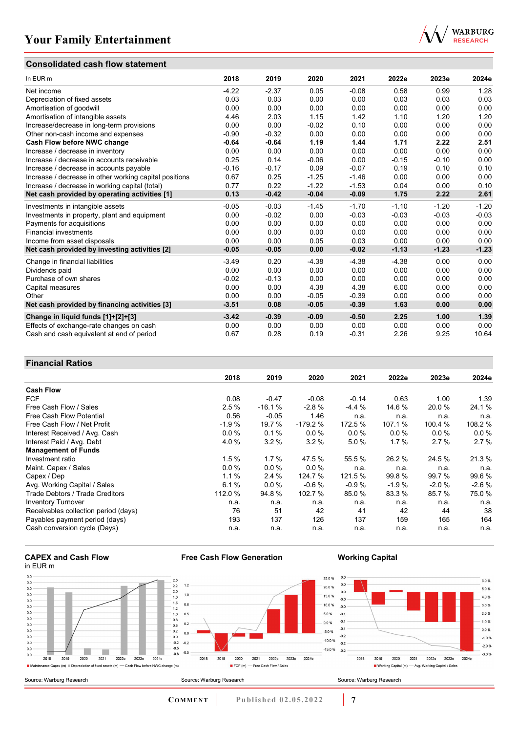## Consolidated cash flow statement

| In EUR m | 2018 | 2019 | 2020 | 2021 | 2022e | 2023e | 2024e |
|---|---|---|---|---|---|---|---|
| Net income | -4.22 | -2.37 | 0.05 | -0.08 | 0.58 | 0.99 | 1.28 |
| Depreciation of fixed assets | 0.03 | 0.03 | 0.00 | 0.00 | 0.03 | 0.03 | 0.03 |
| Amortisation of goodwill | 0.00 | 0.00 | 0.00 | 0.00 | 0.00 | 0.00 | 0.00 |
| Amortisation of intangible assets | 4.46 | 2.03 | 1.15 | 1.42 | 1.10 | 1.20 | 1.20 |
| Increase/decrease in long-term provisions | 0.00 | 0.00 | -0.02 | 0.10 | 0.00 | 0.00 | 0.00 |
| Other non-cash income and expenses | -0.90 | -0.32 | 0.00 | 0.00 | 0.00 | 0.00 | 0.00 |
| **Cash Flow before NWC change** | **-0.64** | **-0.64** | **1.19** | **1.44** | **1.71** | **2.22** | **2.51** |
| Increase / decrease in inventory | 0.00 | 0.00 | 0.00 | 0.00 | 0.00 | 0.00 | 0.00 |
| Increase / decrease in accounts receivable | 0.25 | 0.14 | -0.06 | 0.00 | -0.15 | -0.10 | 0.00 |
| Increase / decrease in accounts payable | -0.16 | -0.17 | 0.09 | -0.07 | 0.19 | 0.10 | 0.10 |
| Increase / decrease in other working capital positions | 0.67 | 0.25 | -1.25 | -1.46 | 0.00 | 0.00 | 0.00 |
| Increase / decrease in working capital (total) | 0.77 | 0.22 | -1.22 | -1.53 | 0.04 | 0.00 | 0.10 |
| **Net cash provided by operating activities [1]** | **0.13** | **-0.42** | **-0.04** | **-0.09** | **1.75** | **2.22** | **2.61** |
| Investments in intangible assets | -0.05 | -0.03 | -1.45 | -1.70 | -1.10 | -1.20 | -1.20 |
| Investments in property, plant and equipment | 0.00 | -0.02 | 0.00 | -0.03 | -0.03 | -0.03 | -0.03 |
| Payments for acquisitions | 0.00 | 0.00 | 0.00 | 0.00 | 0.00 | 0.00 | 0.00 |
| Financial investments | 0.00 | 0.00 | 0.00 | 0.00 | 0.00 | 0.00 | 0.00 |
| Income from asset disposals | 0.00 | 0.00 | 0.05 | 0.03 | 0.00 | 0.00 | 0.00 |
| **Net cash provided by investing activities [2]** | **-0.05** | **-0.05** | **0.00** | **-0.02** | **-1.13** | **-1.23** | **-1.23** |
| Change in financial liabilities | -3.49 | 0.20 | -4.38 | -4.38 | -4.38 | 0.00 | 0.00 |
| Dividends paid | 0.00 | 0.00 | 0.00 | 0.00 | 0.00 | 0.00 | 0.00 |
| Purchase of own shares | -0.02 | -0.13 | 0.00 | 0.00 | 0.00 | 0.00 | 0.00 |
| Capital measures | 0.00 | 0.00 | 4.38 | 4.38 | 6.00 | 0.00 | 0.00 |
| Other | 0.00 | 0.00 | -0.05 | -0.39 | 0.00 | 0.00 | 0.00 |
| **Net cash provided by financing activities [3]** | **-3.51** | **0.08** | **-0.05** | **-0.39** | **1.63** | **0.00** | **0.00** |
| **Change in liquid funds [1]+[2]+[3]** | **-3.42** | **-0.39** | **-0.09** | **-0.50** | **2.25** | **1.00** | **1.39** |
| Effects of exchange-rate changes on cash | 0.00 | 0.00 | 0.00 | 0.00 | 0.00 | 0.00 | 0.00 |
| Cash and cash equivalent at end of period | 0.67 | 0.28 | 0.19 | -0.31 | 2.26 | 9.25 | 10.64 |

## Financial Ratios

| | 2018 | 2019 | 2020 | 2021 | 2022e | 2023e | 2024e |
|---|---|---|---|---|---|---|---|
| **Cash Flow** | | | | | | | |
| FCF | 0.08 | -0.47 | -0.08 | -0.14 | 0.63 | 1.00 | 1.39 |
| Free Cash Flow / Sales | 2.5 % | -16.1 % | -2.8 % | -4.4 % | 14.6 % | 20.0 % | 24.1 % |
| Free Cash Flow Potential | 0.56 | -0.05 | 1.46 | n.a. | n.a. | n.a. | n.a. |
| Free Cash Flow / Net Profit | -1.9 % | 19.7 % | -179.2 % | 172.5 % | 107.1 % | 100.4 % | 108.2 % |
| Interest Received / Avg. Cash | 0.0 % | 0.1 % | 0.0 % | 0.0 % | 0.0 % | 0.0 % | 0.0 % |
| Interest Paid / Avg. Debt | 4.0 % | 3.2 % | 3.2 % | 5.0 % | 1.7 % | 2.7 % | 2.7 % |
| **Management of Funds** | | | | | | | |
| Investment ratio | 1.5 % | 1.7 % | 47.5 % | 55.5 % | 26.2 % | 24.5 % | 21.3 % |
| Maint. Capex / Sales | 0.0 % | 0.0 % | 0.0 % | n.a. | n.a. | n.a. | n.a. |
| Capex / Dep | 1.1 % | 2.4 % | 124.7 % | 121.5 % | 99.8 % | 99.7 % | 99.6 % |
| Avg. Working Capital / Sales | 6.1 % | 0.0 % | -0.6 % | -0.9 % | -1.9 % | -2.0 % | -2.6 % |
| Trade Debtors / Trade Creditors | 112.0 % | 94.8 % | 102.7 % | 85.0 % | 83.3 % | 85.7 % | 75.0 % |
| Inventory Turnover | n.a. | n.a. | n.a. | n.a. | n.a. | n.a. | n.a. |
| Receivables collection period (days) | 76 | 51 | 42 | 41 | 42 | 44 | 38 |
| Payables payment period (days) | 193 | 137 | 126 | 137 | 159 | 165 | 164 |
| Cash conversion cycle (Days) | n.a. | n.a. | n.a. | n.a. | n.a. | n.a. | n.a. |

**CAPEX and Cash Flow**
in EUR m

Source: Warburg Research

**Free Cash Flow Generation**

Source: Warburg Research

**Working Capital**

Source: Warburg Research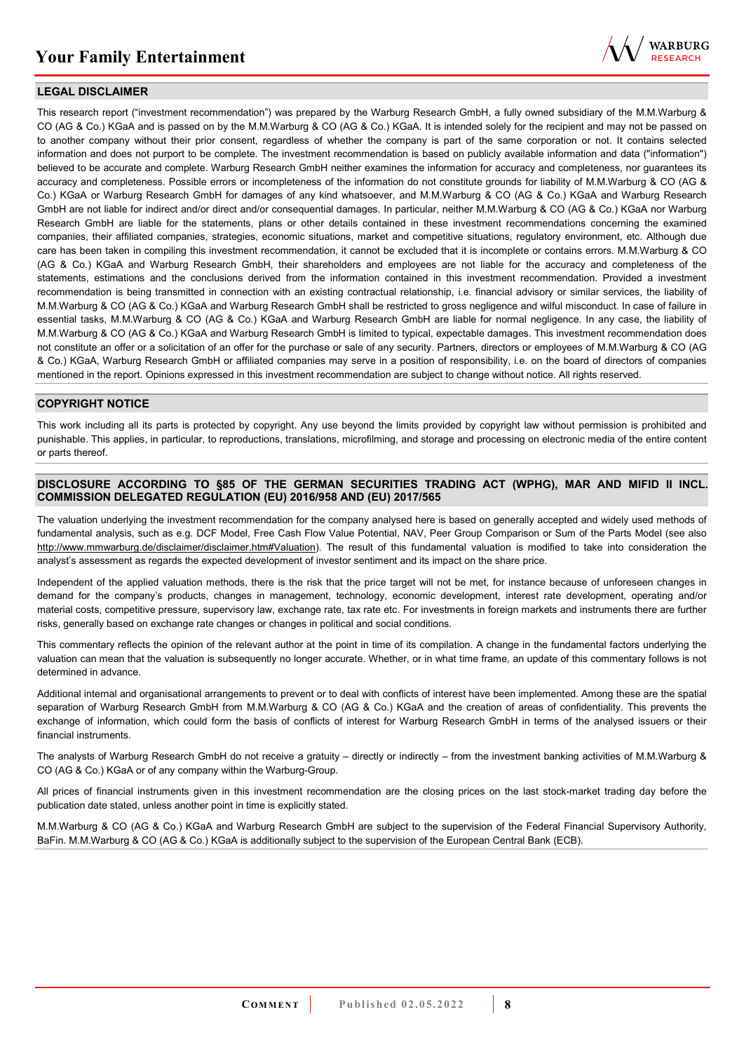## LEGAL DISCLAIMER

This research report ("investment recommendation") was prepared by the Warburg Research GmbH, a fully owned subsidiary of the M.M.Warburg & CO (AG & Co.) KGaA and is passed on by the M.M.Warburg & CO (AG & Co.) KGaA. It is intended solely for the recipient and may not be passed on to another company without their prior consent, regardless of whether the company is part of the same corporation or not. It contains selected information and does not purport to be complete. The investment recommendation is based on publicly available information and data ("information") believed to be accurate and complete. Warburg Research GmbH neither examines the information for accuracy and completeness, nor guarantees its accuracy and completeness. Possible errors or incompleteness of the information do not constitute grounds for liability of M.M.Warburg & CO (AG & Co.) KGaA or Warburg Research GmbH for damages of any kind whatsoever, and M.M.Warburg & CO (AG & Co.) KGaA and Warburg Research GmbH are not liable for indirect and/or direct and/or consequential damages. In particular, neither M.M.Warburg & CO (AG & Co.) KGaA nor Warburg Research GmbH are liable for the statements, plans or other details contained in these investment recommendations concerning the examined companies, their affiliated companies, strategies, economic situations, market and competitive situations, regulatory environment, etc. Although due care has been taken in compiling this investment recommendation, it cannot be excluded that it is incomplete or contains errors. M.M.Warburg & CO (AG & Co.) KGaA and Warburg Research GmbH, their shareholders and employees are not liable for the accuracy and completeness of the statements, estimations and the conclusions derived from the information contained in this investment recommendation. Provided a investment recommendation is being transmitted in connection with an existing contractual relationship, i.e. financial advisory or similar services, the liability of M.M.Warburg & CO (AG & Co.) KGaA and Warburg Research GmbH shall be restricted to gross negligence and wilful misconduct. In case of failure in essential tasks, M.M.Warburg & CO (AG & Co.) KGaA and Warburg Research GmbH are liable for normal negligence. In any case, the liability of M.M.Warburg & CO (AG & Co.) KGaA and Warburg Research GmbH is limited to typical, expectable damages. This investment recommendation does not constitute an offer or a solicitation of an offer for the purchase or sale of any security. Partners, directors or employees of M.M.Warburg & CO (AG & Co.) KGaA, Warburg Research GmbH or affiliated companies may serve in a position of responsibility, i.e. on the board of directors of companies mentioned in the report. Opinions expressed in this investment recommendation are subject to change without notice. All rights reserved.

## COPYRIGHT NOTICE

This work including all its parts is protected by copyright. Any use beyond the limits provided by copyright law without permission is prohibited and punishable. This applies, in particular, to reproductions, translations, microfilming, and storage and processing on electronic media of the entire content or parts thereof.

## DISCLOSURE ACCORDING TO §85 OF THE GERMAN SECURITIES TRADING ACT (WPHG), MAR AND MIFID II INCL. COMMISSION DELEGATED REGULATION (EU) 2016/958 AND (EU) 2017/565

The valuation underlying the investment recommendation for the company analysed here is based on generally accepted and widely used methods of fundamental analysis, such as e.g. DCF Model, Free Cash Flow Value Potential, NAV, Peer Group Comparison or Sum of the Parts Model (see also http://www.mmwarburg.de/disclaimer/disclaimer.htm#Valuation). The result of this fundamental valuation is modified to take into consideration the analyst's assessment as regards the expected development of investor sentiment and its impact on the share price.

Independent of the applied valuation methods, there is the risk that the price target will not be met, for instance because of unforeseen changes in demand for the company's products, changes in management, technology, economic development, interest rate development, operating and/or material costs, competitive pressure, supervisory law, exchange rate, tax rate etc. For investments in foreign markets and instruments there are further risks, generally based on exchange rate changes or changes in political and social conditions.

This commentary reflects the opinion of the relevant author at the point in time of its compilation. A change in the fundamental factors underlying the valuation can mean that the valuation is subsequently no longer accurate. Whether, or in what time frame, an update of this commentary follows is not determined in advance.

Additional internal and organisational arrangements to prevent or to deal with conflicts of interest have been implemented. Among these are the spatial separation of Warburg Research GmbH from M.M.Warburg & CO (AG & Co.) KGaA and the creation of areas of confidentiality. This prevents the exchange of information, which could form the basis of conflicts of interest for Warburg Research GmbH in terms of the analysed issuers or their financial instruments.

The analysts of Warburg Research GmbH do not receive a gratuity – directly or indirectly – from the investment banking activities of M.M.Warburg & CO (AG & Co.) KGaA or of any company within the Warburg-Group.

All prices of financial instruments given in this investment recommendation are the closing prices on the last stock-market trading day before the publication date stated, unless another point in time is explicitly stated.

M.M.Warburg & CO (AG & Co.) KGaA and Warburg Research GmbH are subject to the supervision of the Federal Financial Supervisory Authority, BaFin. M.M.Warburg & CO (AG & Co.) KGaA is additionally subject to the supervision of the European Central Bank (ECB).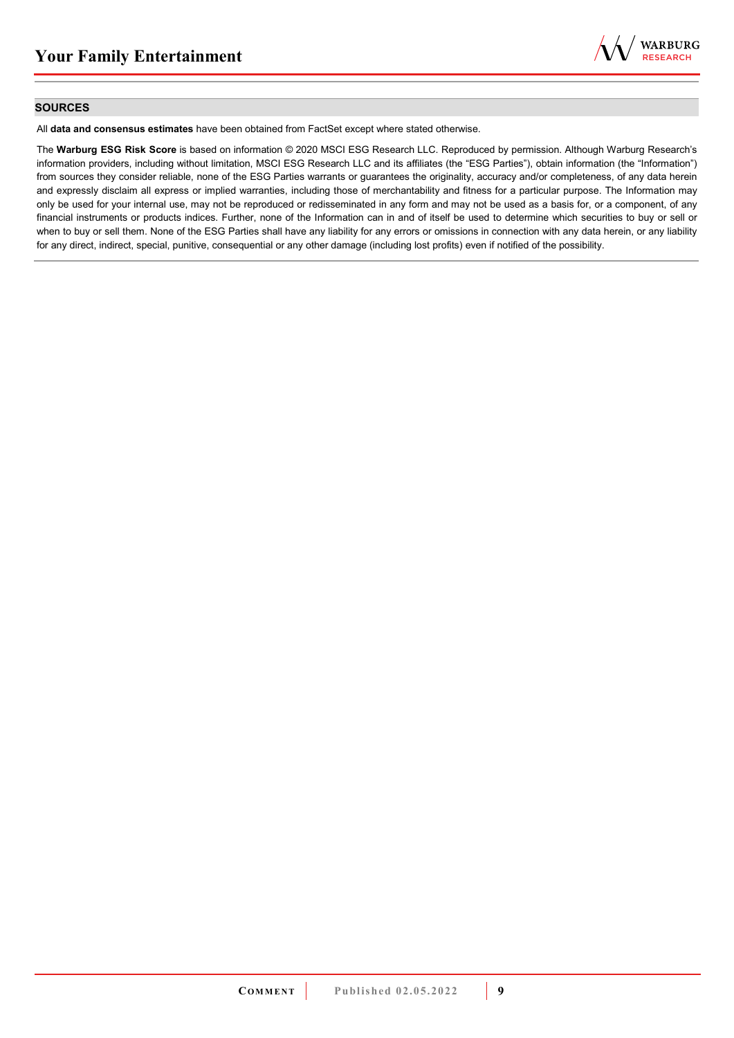## SOURCES

All **data and consensus estimates** have been obtained from FactSet except where stated otherwise.

The **Warburg ESG Risk Score** is based on information © 2020 MSCI ESG Research LLC. Reproduced by permission. Although Warburg Research's information providers, including without limitation, MSCI ESG Research LLC and its affiliates (the "ESG Parties"), obtain information (the "Information") from sources they consider reliable, none of the ESG Parties warrants or guarantees the originality, accuracy and/or completeness, of any data herein and expressly disclaim all express or implied warranties, including those of merchantability and fitness for a particular purpose. The Information may only be used for your internal use, may not be reproduced or redisseminated in any form and may not be used as a basis for, or a component, of any financial instruments or products indices. Further, none of the Information can in and of itself be used to determine which securities to buy or sell or when to buy or sell them. None of the ESG Parties shall have any liability for any errors or omissions in connection with any data herein, or any liability for any direct, indirect, special, punitive, consequential or any other damage (including lost profits) even if notified of the possibility.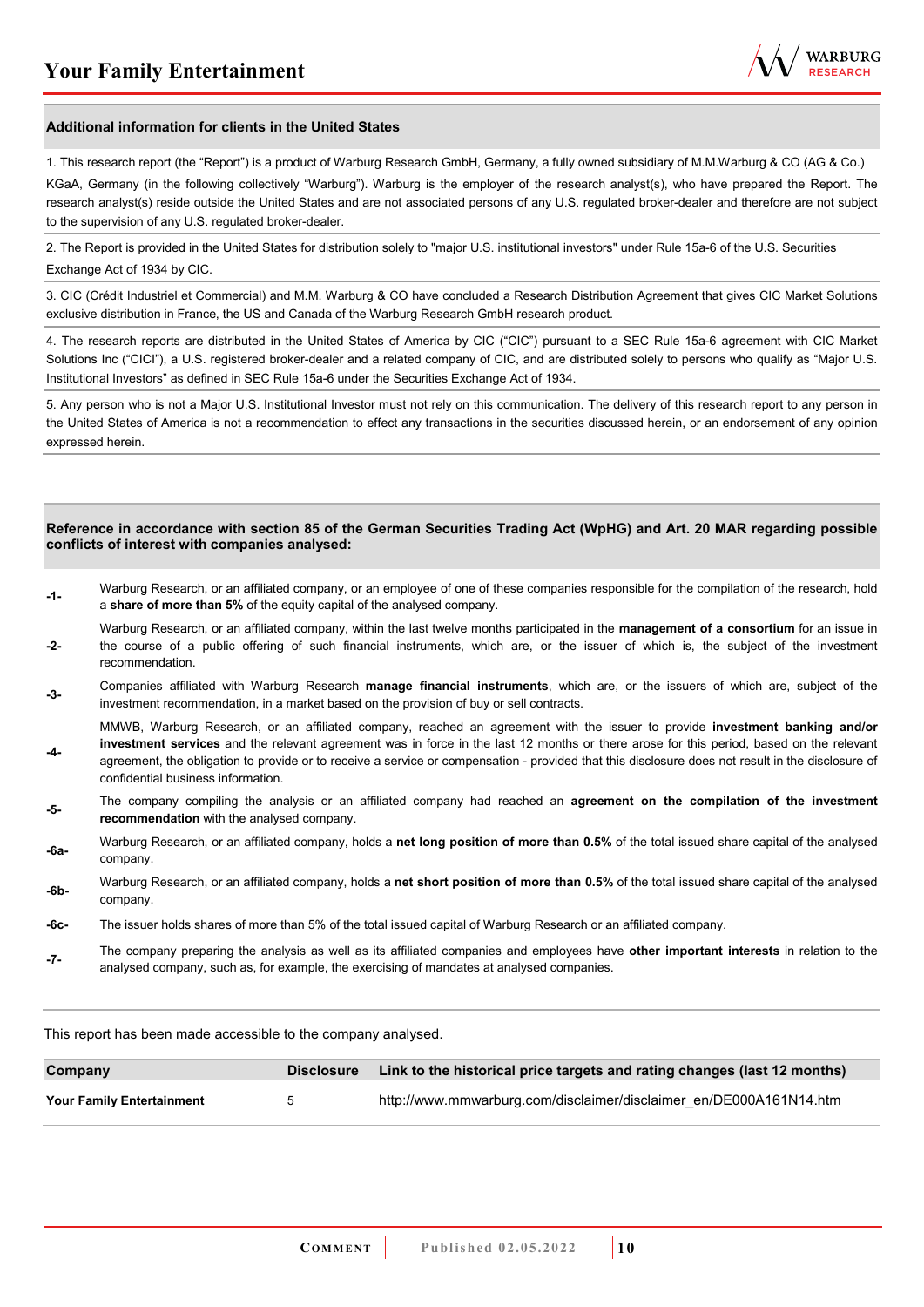## Additional information for clients in the United States

1. This research report (the "Report") is a product of Warburg Research GmbH, Germany, a fully owned subsidiary of M.M.Warburg & CO (AG & Co.) KGaA, Germany (in the following collectively "Warburg"). Warburg is the employer of the research analyst(s), who have prepared the Report. The research analyst(s) reside outside the United States and are not associated persons of any U.S. regulated broker-dealer and therefore are not subject to the supervision of any U.S. regulated broker-dealer.

2. The Report is provided in the United States for distribution solely to "major U.S. institutional investors" under Rule 15a-6 of the U.S. Securities Exchange Act of 1934 by CIC.

3. CIC (Crédit Industriel et Commercial) and M.M. Warburg & CO have concluded a Research Distribution Agreement that gives CIC Market Solutions exclusive distribution in France, the US and Canada of the Warburg Research GmbH research product.

4. The research reports are distributed in the United States of America by CIC ("CIC") pursuant to a SEC Rule 15a-6 agreement with CIC Market Solutions Inc ("CICI"), a U.S. registered broker-dealer and a related company of CIC, and are distributed solely to persons who qualify as "Major U.S. Institutional Investors" as defined in SEC Rule 15a-6 under the Securities Exchange Act of 1934.

5. Any person who is not a Major U.S. Institutional Investor must not rely on this communication. The delivery of this research report to any person in the United States of America is not a recommendation to effect any transactions in the securities discussed herein, or an endorsement of any opinion expressed herein.

## Reference in accordance with section 85 of the German Securities Trading Act (WpHG) and Art. 20 MAR regarding possible conflicts of interest with companies analysed:

- **-1-** Warburg Research, or an affiliated company, or an employee of one of these companies responsible for the compilation of the research, hold a **share of more than 5%** of the equity capital of the analysed company.
- **-2-** Warburg Research, or an affiliated company, within the last twelve months participated in the **management of a consortium** for an issue in the course of a public offering of such financial instruments, which are, or the issuer of which is, the subject of the investment recommendation.
- **-3-** Companies affiliated with Warburg Research **manage financial instruments**, which are, or the issuers of which are, subject of the investment recommendation, in a market based on the provision of buy or sell contracts.
- **-4-** MMWB, Warburg Research, or an affiliated company, reached an agreement with the issuer to provide **investment banking and/or investment services** and the relevant agreement was in force in the last 12 months or there arose for this period, based on the relevant agreement, the obligation to provide or to receive a service or compensation - provided that this disclosure does not result in the disclosure of confidential business information.
- **-5-** The company compiling the analysis or an affiliated company had reached an **agreement on the compilation of the investment recommendation** with the analysed company.
- **-6a-** Warburg Research, or an affiliated company, holds a **net long position of more than 0.5%** of the total issued share capital of the analysed company.
- **-6b-** Warburg Research, or an affiliated company, holds a **net short position of more than 0.5%** of the total issued share capital of the analysed company.
- **-6c-** The issuer holds shares of more than 5% of the total issued capital of Warburg Research or an affiliated company.
- **-7-** The company preparing the analysis as well as its affiliated companies and employees have **other important interests** in relation to the analysed company, such as, for example, the exercising of mandates at analysed companies.

This report has been made accessible to the company analysed.

| Company | Disclosure | Link to the historical price targets and rating changes (last 12 months) |
|---|---|---|
| **Your Family Entertainment** | 5 | http://www.mmwarburg.com/disclaimer/disclaimer_en/DE000A161N14.htm |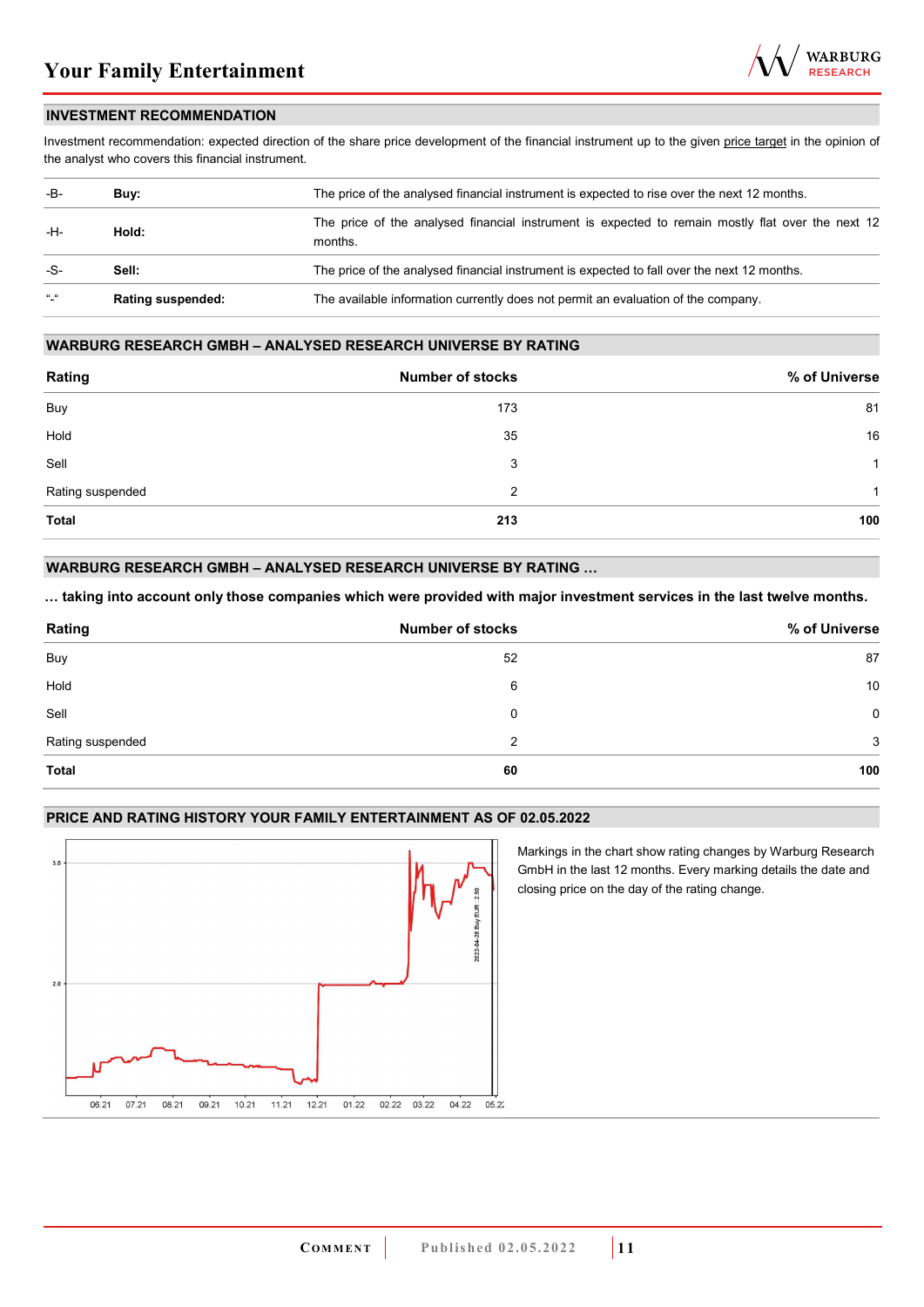## INVESTMENT RECOMMENDATION

Investment recommendation: expected direction of the share price development of the financial instrument up to the given price target in the opinion of the analyst who covers this financial instrument.

| | | |
|---|---|---|
| -B- | **Buy:** | The price of the analysed financial instrument is expected to rise over the next 12 months. |
| -H- | **Hold:** | The price of the analysed financial instrument is expected to remain mostly flat over the next 12 months. |
| -S- | **Sell:** | The price of the analysed financial instrument is expected to fall over the next 12 months. |
| "-" | **Rating suspended:** | The available information currently does not permit an evaluation of the company. |

## WARBURG RESEARCH GMBH – ANALYSED RESEARCH UNIVERSE BY RATING

| Rating | Number of stocks | % of Universe |
|---|---|---|
| Buy | 173 | 81 |
| Hold | 35 | 16 |
| Sell | 3 | 1 |
| Rating suspended | 2 | 1 |
| **Total** | **213** | **100** |

## WARBURG RESEARCH GMBH – ANALYSED RESEARCH UNIVERSE BY RATING …

**… taking into account only those companies which were provided with major investment services in the last twelve months.**

| Rating | Number of stocks | % of Universe |
|---|---|---|
| Buy | 52 | 87 |
| Hold | 6 | 10 |
| Sell | 0 | 0 |
| Rating suspended | 2 | 3 |
| **Total** | **60** | **100** |

## PRICE AND RATING HISTORY YOUR FAMILY ENTERTAINMENT AS OF 02.05.2022

Markings in the chart show rating changes by Warburg Research GmbH in the last 12 months. Every marking details the date and closing price on the day of the rating change.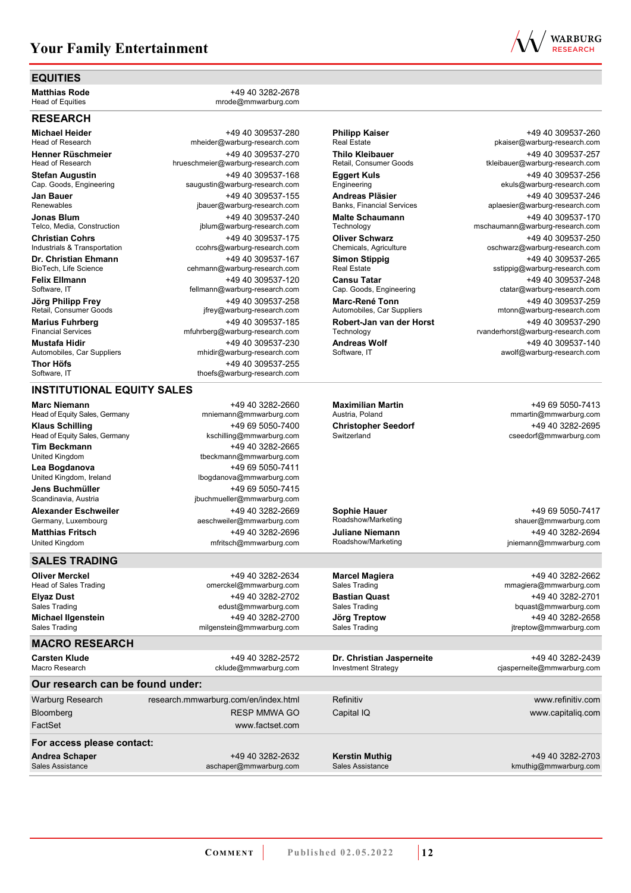## EQUITIES

**Matthias Rode** +49 40 3282-2678
Head of Equities mrode@mmwarburg.com

## RESEARCH

**Michael Heider** +49 40 309537-280
Head of Research mheider@warburg-research.com

**Henner Rüschmeier** +49 40 309537-270
Head of Research hrueschmeier@warburg-research.com

**Stefan Augustin** +49 40 309537-168
Cap. Goods, Engineering saugustin@warburg-research.com

**Jan Bauer** +49 40 309537-155
Renewables jbauer@warburg-research.com

**Jonas Blum** +49 40 309537-240
Telco, Media, Construction jblum@warburg-research.com

**Christian Cohrs** +49 40 309537-175
Industrials & Transportation ccohrs@warburg-research.com

**Dr. Christian Ehmann** +49 40 309537-167
BioTech, Life Science cehmann@warburg-research.com

**Felix Ellmann** +49 40 309537-120
Software, IT fellmann@warburg-research.com

**Jörg Philipp Frey** +49 40 309537-258
Retail, Consumer Goods jfrey@warburg-research.com

**Marius Fuhrberg** +49 40 309537-185
Financial Services mfuhrberg@warburg-research.com

**Mustafa Hidir** +49 40 309537-230
Automobiles, Car Suppliers mhidir@warburg-research.com

**Thor Höfs** +49 40 309537-255
Software, IT thoefs@warburg-research.com

**Philipp Kaiser** +49 40 309537-260
Real Estate pkaiser@warburg-research.com

**Thilo Kleibauer** +49 40 309537-257
Retail, Consumer Goods tkleibauer@warburg-research.com

**Eggert Kuls** +49 40 309537-256
Engineering ekuls@warburg-research.com

**Andreas Pläsier** +49 40 309537-246
Banks, Financial Services aplaesier@warburg-research.com

**Malte Schaumann** +49 40 309537-170
Technology mschaumann@warburg-research.com

**Oliver Schwarz** +49 40 309537-250
Chemicals, Agriculture oschwarz@warburg-research.com

**Simon Stippig** +49 40 309537-265
Real Estate sstippig@warburg-research.com

**Cansu Tatar** +49 40 309537-248
Cap. Goods, Engineering ctatar@warburg-research.com

**Marc-René Tonn** +49 40 309537-259
Automobiles, Car Suppliers mtonn@warburg-research.com

**Robert-Jan van der Horst** +49 40 309537-290
Technology rvanderhorst@warburg-research.com

**Andreas Wolf** +49 40 309537-140
Software, IT awolf@warburg-research.com

## INSTITUTIONAL EQUITY SALES

**Marc Niemann** +49 40 3282-2660
Head of Equity Sales, Germany mniemann@mmwarburg.com

**Klaus Schilling** +49 69 5050-7400
Head of Equity Sales, Germany kschilling@mmwarburg.com

**Tim Beckmann** +49 40 3282-2665
United Kingdom tbeckmann@mmwarburg.com

**Lea Bogdanova** +49 69 5050-7411
United Kingdom, Ireland lbogdanova@mmwarburg.com

**Jens Buchmüller** +49 69 5050-7415
Scandinavia, Austria jbuchmueller@mmwarburg.com

**Alexander Eschweiler** +49 40 3282-2669
Germany, Luxembourg aeschweiler@mmwarburg.com

**Matthias Fritsch** +49 40 3282-2696
United Kingdom mfritsch@mmwarburg.com

**Maximilian Martin** +49 69 5050-7413
Austria, Poland mmartin@mmwarburg.com

**Christopher Seedorf** +49 40 3282-2695
Switzerland cseedorf@mmwarburg.com

**Sophie Hauer** +49 69 5050-7417
Roadshow/Marketing shauer@mmwarburg.com

**Juliane Niemann** +49 40 3282-2694
Roadshow/Marketing jniemann@mmwarburg.com

## SALES TRADING

**Oliver Merckel** +49 40 3282-2634
Head of Sales Trading omerckel@mmwarburg.com

**Elyaz Dust** +49 40 3282-2702
Sales Trading edust@mmwarburg.com

**Michael Ilgenstein** +49 40 3282-2700
Sales Trading milgenstein@mmwarburg.com

**Marcel Magiera** +49 40 3282-2662
Sales Trading mmagiera@mmwarburg.com

**Bastian Quast** +49 40 3282-2701
Sales Trading bquast@mmwarburg.com

**Jörg Treptow** +49 40 3282-2658
Sales Trading jtreptow@mmwarburg.com

## MACRO RESEARCH

**Carsten Klude** +49 40 3282-2572
Macro Research cklude@mmwarburg.com

**Dr. Christian Jasperneite** +49 40 3282-2439
Investment Strategy cjasperneite@mmwarburg.com

## Our research can be found under:

| | |
|---|---|
| Warburg Research | research.mmwarburg.com/en/index.html |
| Bloomberg | RESP MMWA GO |
| FactSet | www.factset.com |
| Refinitiv | www.refinitiv.com |
| Capital IQ | www.capitaliq.com |

## For access please contact:

**Andrea Schaper** +49 40 3282-2632
Sales Assistance aschaper@mmwarburg.com

**Kerstin Muthig** +49 40 3282-2703
Sales Assistance kmuthig@mmwarburg.com